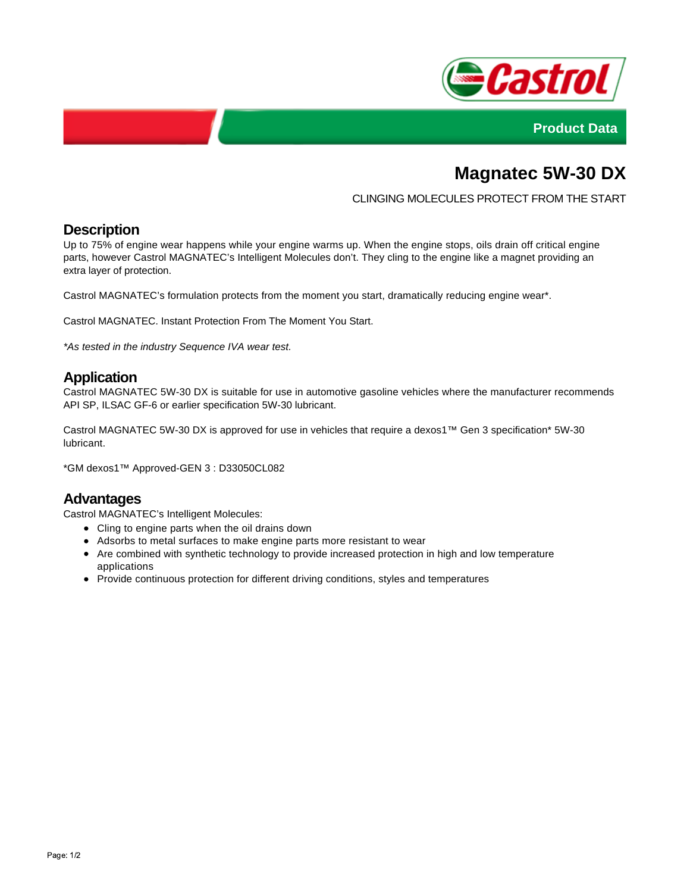Product Data

# Magnatec 5W-30 DX

CLINGING MOLECULES PROTECT FROM THE START

## Description

Up to 75% of engine wear happens while your engine warms up. When the engine stops, oils drain off critical engine parts, however Castrol MAGNATEC's Intelligent Molecules don't. They cling to the engine like a magnet providing an extra layer of protection.

Castrol MAGNATEC's formulation protects from the moment you start, dramatically reducing engine wear*.

Castrol MAGNATEC. Instant Protection From The Moment You Start.

*\*As tested in the industry Sequence IVA wear test.*

## Application

Castrol MAGNATEC 5W-30 DX is suitable for use in automotive gasoline vehicles where the manufacturer recommends API SP, ILSAC GF-6 or earlier specification 5W-30 lubricant.

Castrol MAGNATEC 5W-30 DX is approved for use in vehicles that require a dexos1™ Gen 3 specification* 5W-30 lubricant.

*GM dexos1™ Approved-GEN 3 : D33050CL082

## Advantages

Castrol MAGNATEC's Intelligent Molecules:

- Cling to engine parts when the oil drains down
- Adsorbs to metal surfaces to make engine parts more resistant to wear
- Are combined with synthetic technology to provide increased protection in high and low temperature applications
- Provide continuous protection for different driving conditions, styles and temperatures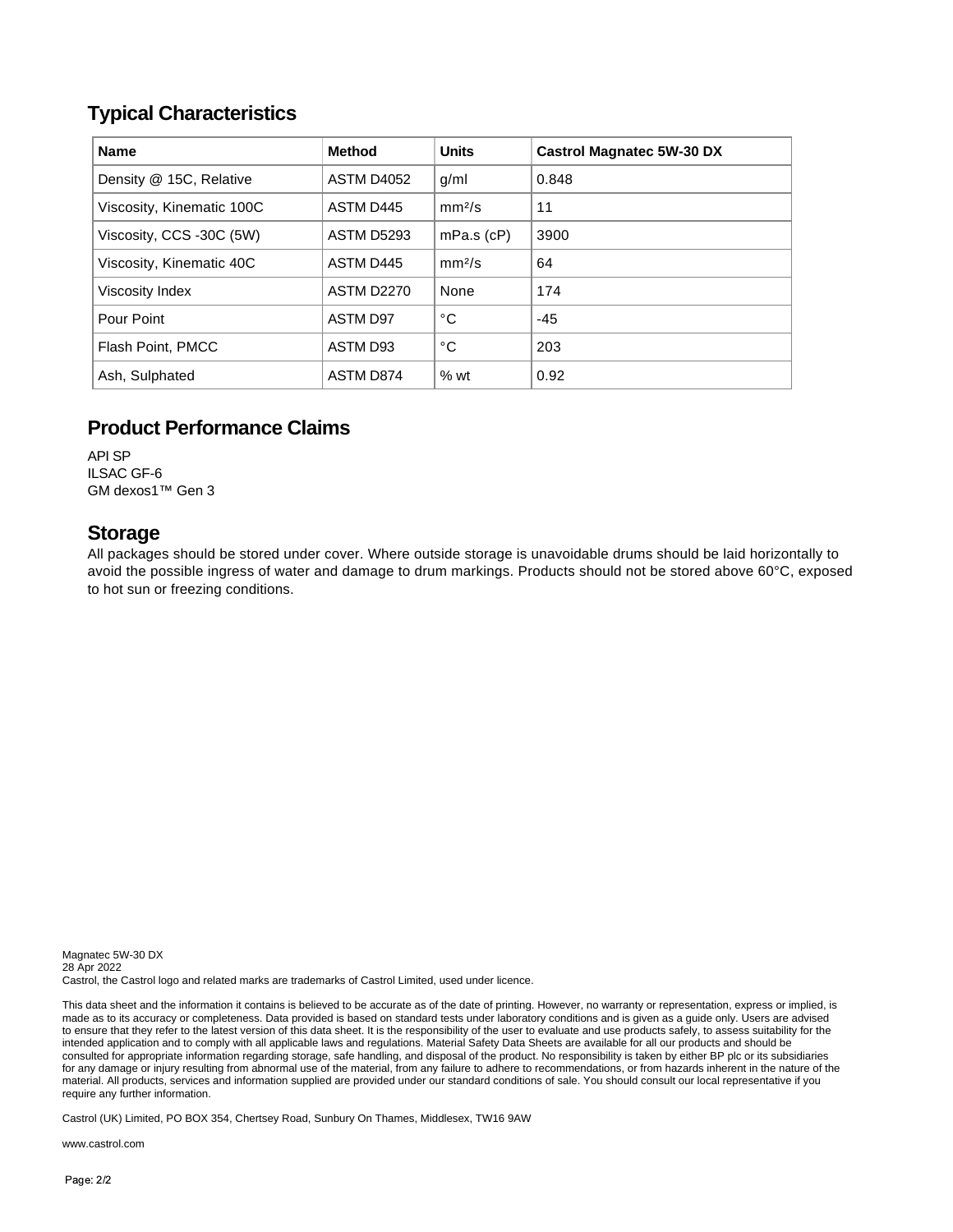## Typical Characteristics

| Name | Method | Units | Castrol Magnatec 5W-30 DX |
|---|---|---|---|
| Density @ 15C, Relative | ASTM D4052 | g/ml | 0.848 |
| Viscosity, Kinematic 100C | ASTM D445 | $mm^2/s$ | 11 |
| Viscosity, CCS -30C (5W) | ASTM D5293 | mPa.s (cP) | 3900 |
| Viscosity, Kinematic 40C | ASTM D445 | $mm^2/s$ | 64 |
| Viscosity Index | ASTM D2270 | None | 174 |
| Pour Point | ASTM D97 | °C | -45 |
| Flash Point, PMCC | ASTM D93 | °C | 203 |
| Ash, Sulphated | ASTM D874 | % wt | 0.92 |

## Product Performance Claims

API SP
ILSAC GF-6
GM dexos1™ Gen 3

## Storage

All packages should be stored under cover. Where outside storage is unavoidable drums should be laid horizontally to avoid the possible ingress of water and damage to drum markings. Products should not be stored above 60°C, exposed to hot sun or freezing conditions.

Magnatec 5W-30 DX
28 Apr 2022
Castrol, the Castrol logo and related marks are trademarks of Castrol Limited, used under licence.

This data sheet and the information it contains is believed to be accurate as of the date of printing. However, no warranty or representation, express or implied, is made as to its accuracy or completeness. Data provided is based on standard tests under laboratory conditions and is given as a guide only. Users are advised to ensure that they refer to the latest version of this data sheet. It is the responsibility of the user to evaluate and use products safely, to assess suitability for the intended application and to comply with all applicable laws and regulations. Material Safety Data Sheets are available for all our products and should be consulted for appropriate information regarding storage, safe handling, and disposal of the product. No responsibility is taken by either BP plc or its subsidiaries for any damage or injury resulting from abnormal use of the material, from any failure to adhere to recommendations, or from hazards inherent in the nature of the material. All products, services and information supplied are provided under our standard conditions of sale. You should consult our local representative if you require any further information.

Castrol (UK) Limited, PO BOX 354, Chertsey Road, Sunbury On Thames, Middlesex, TW16 9AW

www.castrol.com